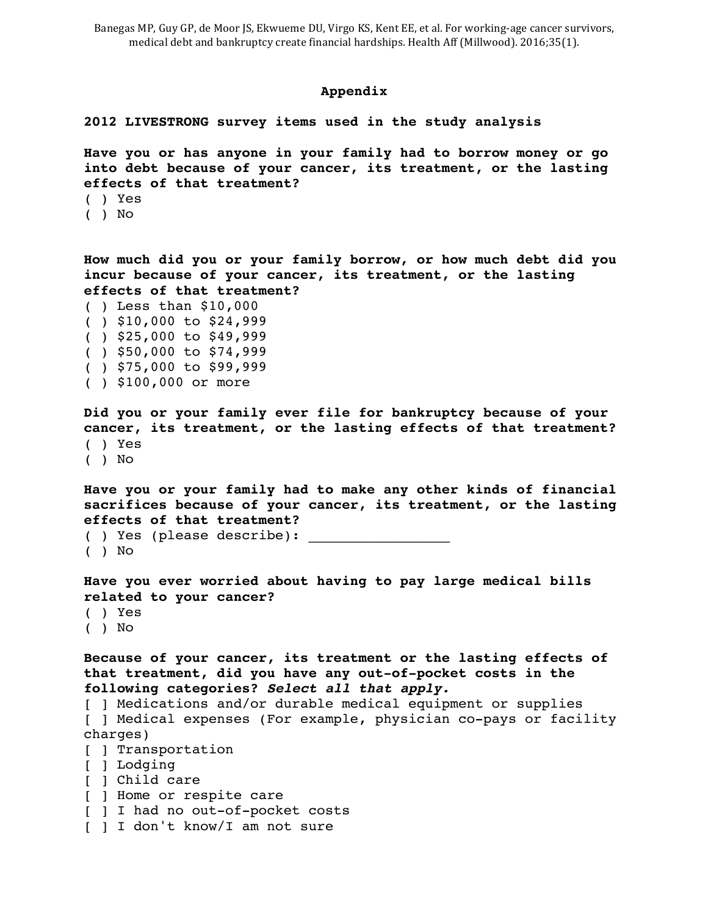Banegas MP, Guy GP, de Moor JS, Ekwueme DU, Virgo KS, Kent EE, et al. For working-age cancer survivors, medical debt and bankruptcy create financial hardships. Health Aff (Millwood). 2016;35(1).

## Appendix

### 2012 LIVESTRONG survey items used in the study analysis

**Have you or has anyone in your family had to borrow money or go into debt because of your cancer, its treatment, or the lasting effects of that treatment?**

( ) Yes
( ) No

**How much did you or your family borrow, or how much debt did you incur because of your cancer, its treatment, or the lasting effects of that treatment?**

( ) Less than $10,000
( ) $10,000 to $24,999
( ) $25,000 to $49,999
( ) $50,000 to $74,999
( ) $75,000 to $99,999
( ) $100,000 or more

**Did you or your family ever file for bankruptcy because of your cancer, its treatment, or the lasting effects of that treatment?**

( ) Yes
( ) No

**Have you or your family had to make any other kinds of financial sacrifices because of your cancer, its treatment, or the lasting effects of that treatment?**

( ) Yes (please describe): _________________
( ) No

**Have you ever worried about having to pay large medical bills related to your cancer?**

( ) Yes
( ) No

**Because of your cancer, its treatment or the lasting effects of that treatment, did you have any out-of-pocket costs in the following categories? *Select all that apply.***

[ ] Medications and/or durable medical equipment or supplies
[ ] Medical expenses (For example, physician co-pays or facility charges)
[ ] Transportation
[ ] Lodging
[ ] Child care
[ ] Home or respite care
[ ] I had no out-of-pocket costs
[ ] I don't know/I am not sure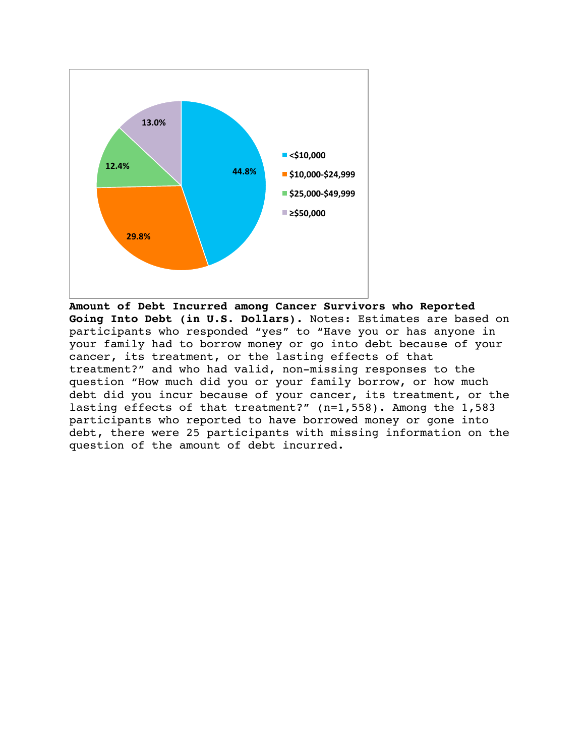| Amount of debt | Percentage |
|---|---|
| <$10,000 | 44.8% |
| $10,000-$24,999 | 29.8% |
| $25,000-$49,999 | 12.4% |
| ≥$50,000 | 13.0% |

**Amount of Debt Incurred among Cancer Survivors who Reported Going Into Debt (in U.S. Dollars).** Notes: Estimates are based on participants who responded “yes” to “Have you or has anyone in your family had to borrow money or go into debt because of your cancer, its treatment, or the lasting effects of that treatment?” and who had valid, non-missing responses to the question “How much did you or your family borrow, or how much debt did you incur because of your cancer, its treatment, or the lasting effects of that treatment?” (n=1,558). Among the 1,583 participants who reported to have borrowed money or gone into debt, there were 25 participants with missing information on the question of the amount of debt incurred.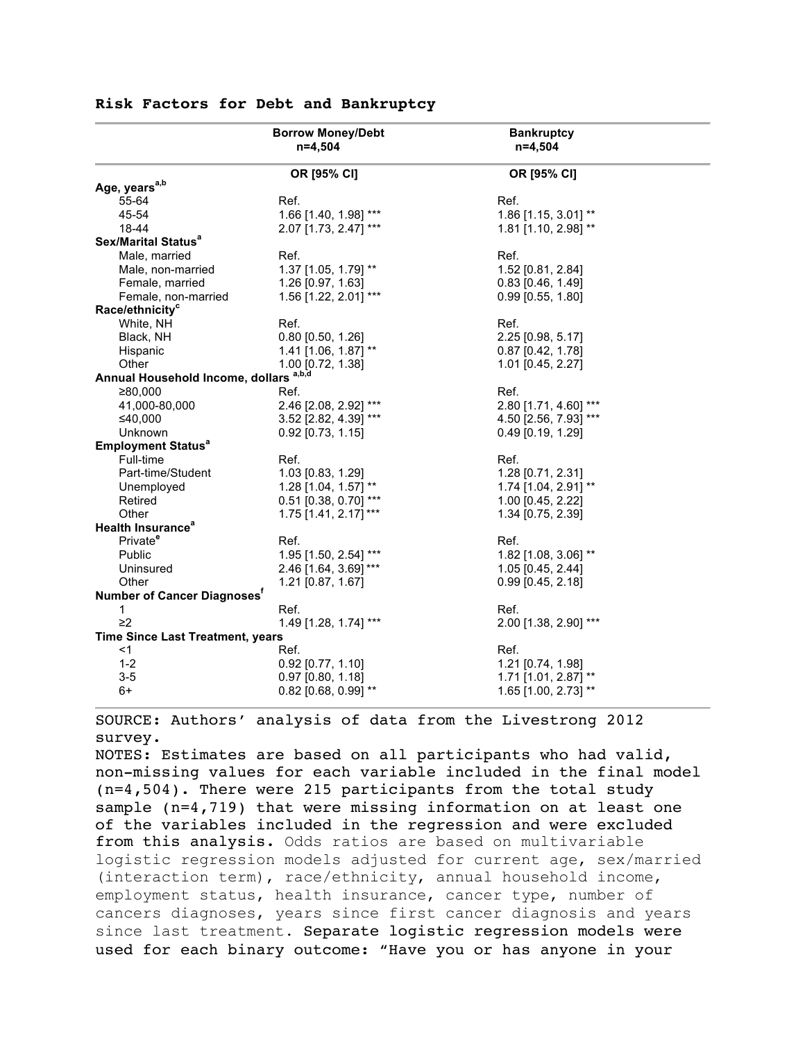## Risk Factors for Debt and Bankruptcy

| | Borrow Money/Debt n=4,504 | Bankruptcy n=4,504 |
|---|---|---|
| | OR [95% CI] | OR [95% CI] |
| **Age, years[a,b]** | | |
| 55-64 | Ref. | Ref. |
| 45-54 | 1.66 [1.40, 1.98] *** | 1.86 [1.15, 3.01] ** |
| 18-44 | 2.07 [1.73, 2.47] *** | 1.81 [1.10, 2.98] ** |
| **Sex/Marital Status[a]** | | |
| Male, married | Ref. | Ref. |
| Male, non-married | 1.37 [1.05, 1.79] ** | 1.52 [0.81, 2.84] |
| Female, married | 1.26 [0.97, 1.63] | 0.83 [0.46, 1.49] |
| Female, non-married | 1.56 [1.22, 2.01] *** | 0.99 [0.55, 1.80] |
| **Race/ethnicity[c]** | | |
| White, NH | Ref. | Ref. |
| Black, NH | 0.80 [0.50, 1.26] | 2.25 [0.98, 5.17] |
| Hispanic | 1.41 [1.06, 1.87] ** | 0.87 [0.42, 1.78] |
| Other | 1.00 [0.72, 1.38] | 1.01 [0.45, 2.27] |
| **Annual Household Income, dollars[a,b,d]** | | |
| ≥80,000 | Ref. | Ref. |
| 41,000-80,000 | 2.46 [2.08, 2.92] *** | 2.80 [1.71, 4.60] *** |
| ≤40,000 | 3.52 [2.82, 4.39] *** | 4.50 [2.56, 7.93] *** |
| Unknown | 0.92 [0.73, 1.15] | 0.49 [0.19, 1.29] |
| **Employment Status[a]** | | |
| Full-time | Ref. | Ref. |
| Part-time/Student | 1.03 [0.83, 1.29] | 1.28 [0.71, 2.31] |
| Unemployed | 1.28 [1.04, 1.57] ** | 1.74 [1.04, 2.91] ** |
| Retired | 0.51 [0.38, 0.70] *** | 1.00 [0.45, 2.22] |
| Other | 1.75 [1.41, 2.17] *** | 1.34 [0.75, 2.39] |
| **Health Insurance[a]** | | |
| Private[e] | Ref. | Ref. |
| Public | 1.95 [1.50, 2.54] *** | 1.82 [1.08, 3.06] ** |
| Uninsured | 2.46 [1.64, 3.69] *** | 1.05 [0.45, 2.44] |
| Other | 1.21 [0.87, 1.67] | 0.99 [0.45, 2.18] |
| **Number of Cancer Diagnoses[f]** | | |
| 1 | Ref. | Ref. |
| ≥2 | 1.49 [1.28, 1.74] *** | 2.00 [1.38, 2.90] *** |
| **Time Since Last Treatment, years** | | |
| <1 | Ref. | Ref. |
| 1-2 | 0.92 [0.77, 1.10] | 1.21 [0.74, 1.98] |
| 3-5 | 0.97 [0.80, 1.18] | 1.71 [1.01, 2.87] ** |
| 6+ | 0.82 [0.68, 0.99] ** | 1.65 [1.00, 2.73] ** |

SOURCE: Authors' analysis of data from the Livestrong 2012 survey.

NOTES: Estimates are based on all participants who had valid, non-missing values for each variable included in the final model (n=4,504). There were 215 participants from the total study sample (n=4,719) that were missing information on at least one of the variables included in the regression and were excluded from this analysis. Odds ratios are based on multivariable logistic regression models adjusted for current age, sex/married (interaction term), race/ethnicity, annual household income, employment status, health insurance, cancer type, number of cancers diagnoses, years since first cancer diagnosis and years since last treatment. Separate logistic regression models were used for each binary outcome: "Have you or has anyone in your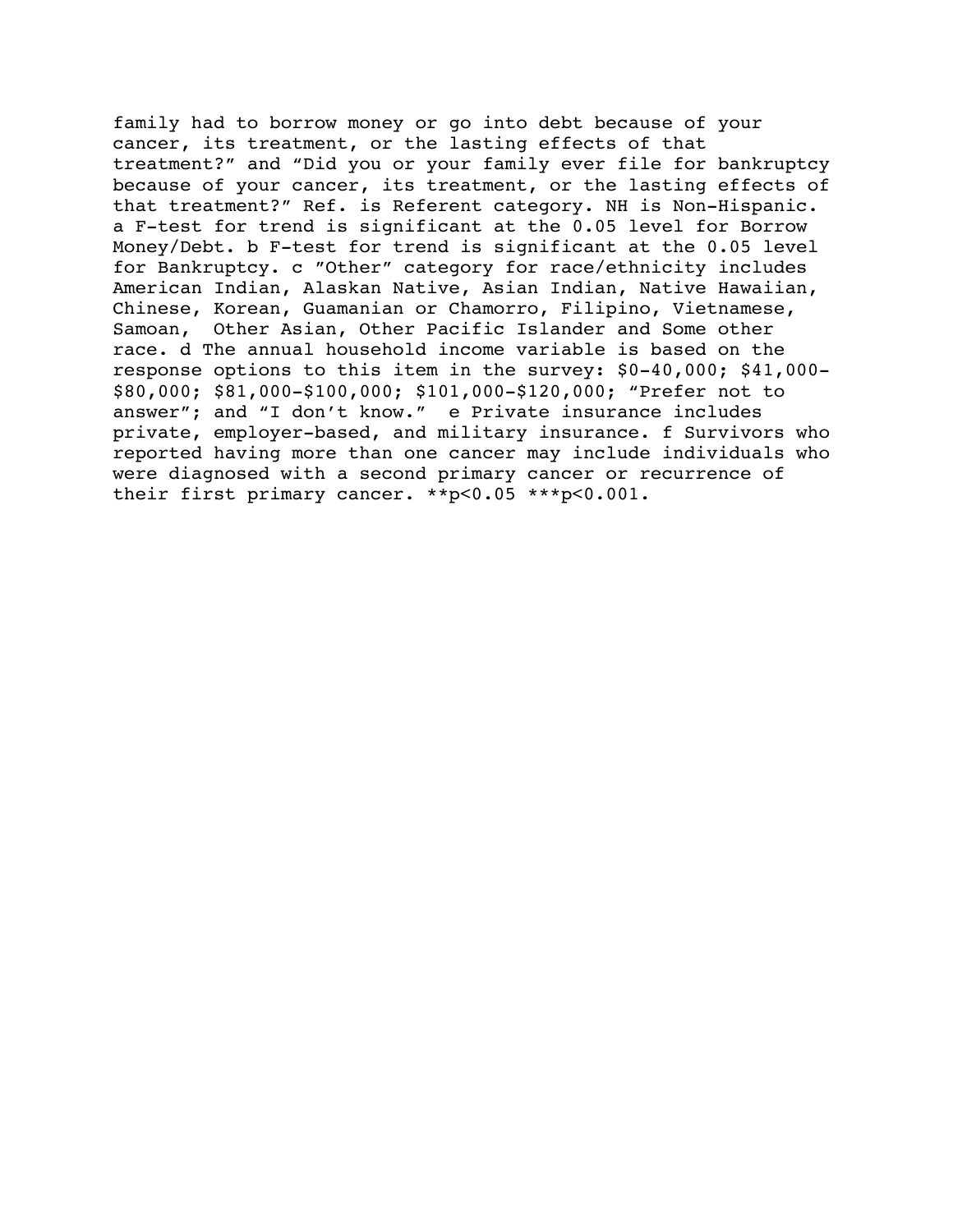family had to borrow money or go into debt because of your cancer, its treatment, or the lasting effects of that treatment?" and "Did you or your family ever file for bankruptcy because of your cancer, its treatment, or the lasting effects of that treatment?" Ref. is Referent category. NH is Non-Hispanic. [a] F-test for trend is significant at the 0.05 level for Borrow Money/Debt. [b] F-test for trend is significant at the 0.05 level for Bankruptcy. [c] "Other" category for race/ethnicity includes American Indian, Alaskan Native, Asian Indian, Native Hawaiian, Chinese, Korean, Guamanian or Chamorro, Filipino, Vietnamese, Samoan, Other Asian, Other Pacific Islander and Some other race. [d] The annual household income variable is based on the response options to this item in the survey: $0-40,000; $41,000-$80,000; $81,000-$100,000; $101,000-$120,000; "Prefer not to answer"; and "I don't know." [e] Private insurance includes private, employer-based, and military insurance. [f] Survivors who reported having more than one cancer may include individuals who were diagnosed with a second primary cancer or recurrence of their first primary cancer. **$p<0.05$ ***$p<0.001$.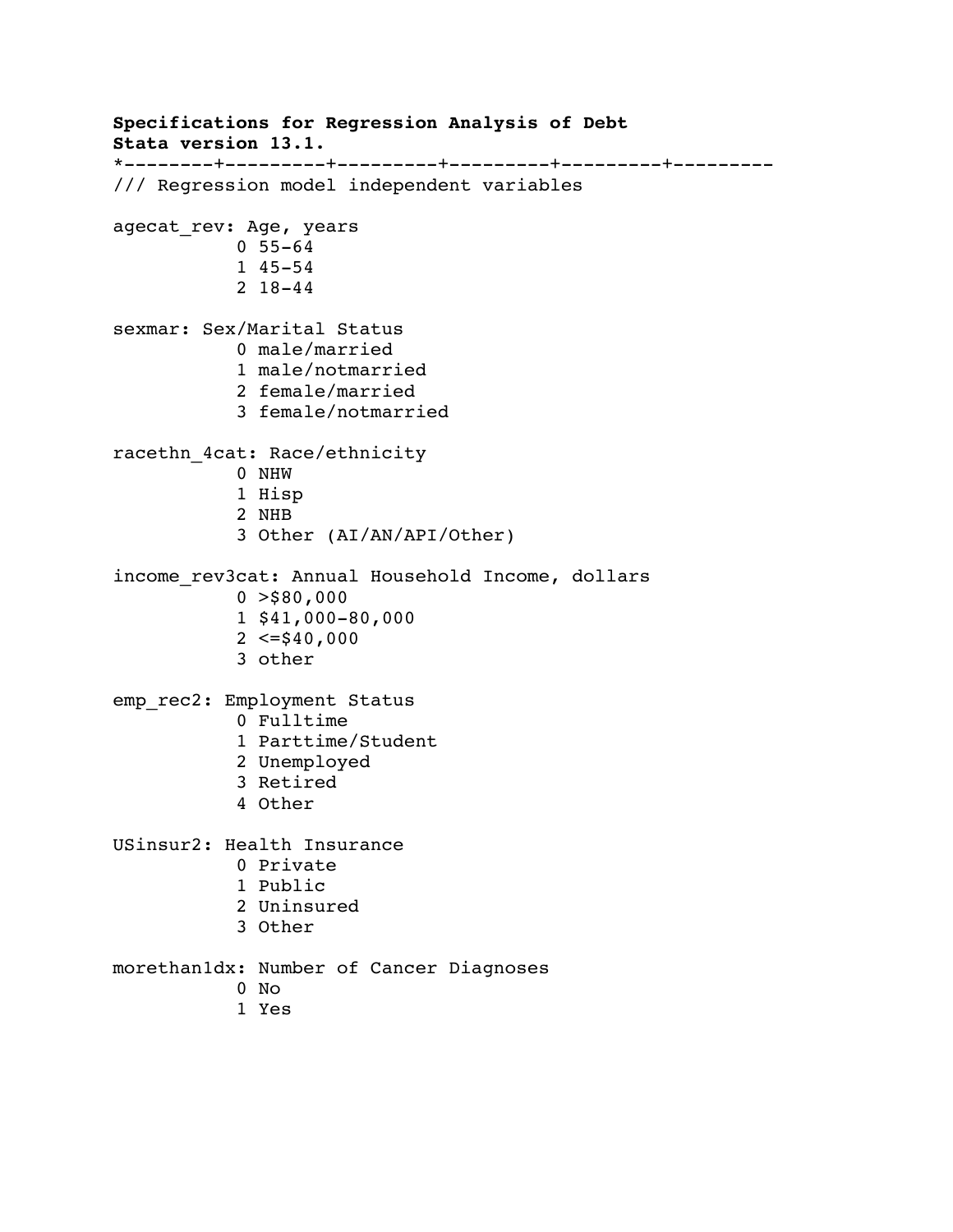**Specifications for Regression Analysis of Debt**
**Stata version 13.1.**

```
*--------+---------+---------+---------+---------+---------
/// Regression model independent variables

agecat_rev: Age, years
           0 55-64
           1 45-54
           2 18-44

sexmar: Sex/Marital Status
           0 male/married
           1 male/notmarried
           2 female/married
           3 female/notmarried

racethn_4cat: Race/ethnicity
           0 NHW
           1 Hisp
           2 NHB
           3 Other (AI/AN/API/Other)

income_rev3cat: Annual Household Income, dollars
           0 >$80,000
           1 $41,000-80,000
           2 <=$40,000
           3 other

emp_rec2: Employment Status
           0 Fulltime
           1 Parttime/Student
           2 Unemployed
           3 Retired
           4 Other

USinsur2: Health Insurance
           0 Private
           1 Public
           2 Uninsured
           3 Other

morethan1dx: Number of Cancer Diagnoses
           0 No
           1 Yes
```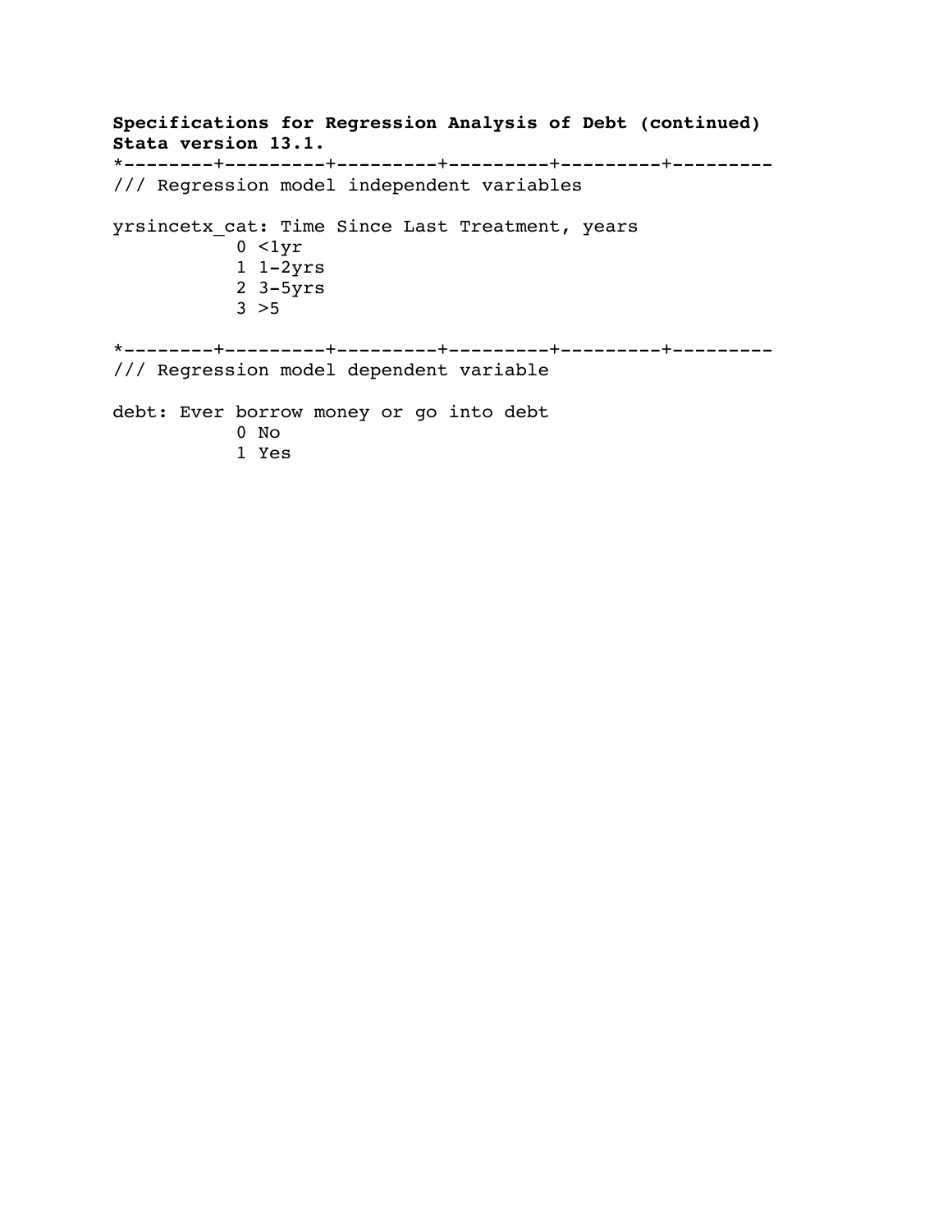**Specifications for Regression Analysis of Debt (continued)**
**Stata version 13.1.**

```
*--------+---------+---------+---------+---------+---------
/// Regression model independent variables

yrsincetx_cat: Time Since Last Treatment, years
           0 <1yr
           1 1-2yrs
           2 3-5yrs
           3 >5

*--------+---------+---------+---------+---------+---------
/// Regression model dependent variable

debt: Ever borrow money or go into debt
           0 No
           1 Yes
```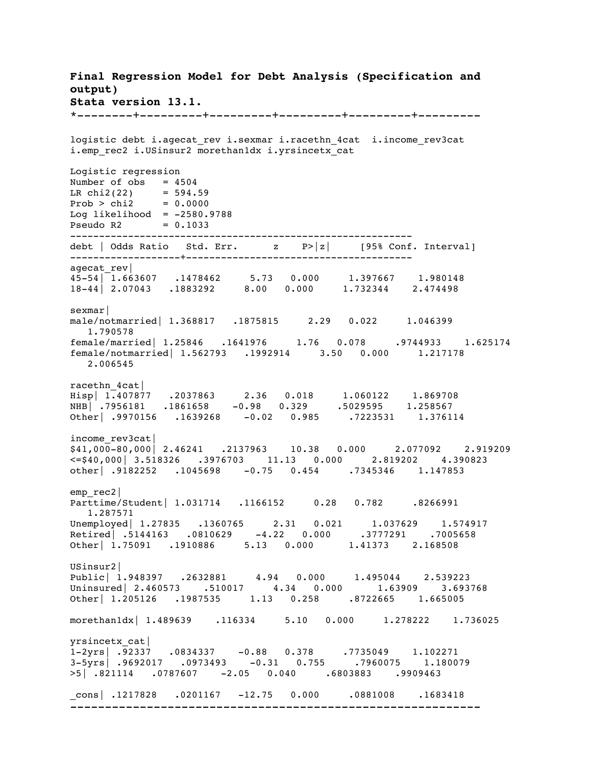**Final Regression Model for Debt Analysis (Specification and output)**
**Stata version 13.1.**

```
*--------+---------+---------+---------+---------+---------

logistic debt i.agecat_rev i.sexmar i.racethn_4cat  i.income_rev3cat
i.emp_rec2 i.USinsur2 morethan1dx i.yrsincetx_cat

Logistic regression
Number of obs   = 4504
LR chi2(22)     = 594.59
Prob > chi2     = 0.0000
Log likelihood  = -2580.9788
Pseudo R2       = 0.1033
------------------------------------------------------------
debt | Odds Ratio   Std. Err.      z    P>|z|     [95% Conf. Interval]
-------------------+--------------------------------------
agecat_rev|
45-54| 1.663607   .1478462     5.73   0.000     1.397667    1.980148
18-44| 2.07043   .1883292     8.00   0.000     1.732344    2.474498

sexmar|
male/notmarried| 1.368817   .1875815     2.29   0.022     1.046399
   1.790578
female/married| 1.25846   .1641976     1.76   0.078     .9744933    1.625174
female/notmarried| 1.562793   .1992914     3.50   0.000     1.217178
   2.006545

racethn_4cat|
Hisp| 1.407877   .2037863     2.36   0.018     1.060122    1.869708
NHB| .7956181   .1861658    -0.98   0.329     .5029595    1.258567
Other| .9970156   .1639268    -0.02   0.985     .7223531    1.376114

income_rev3cat|
$41,000-80,000| 2.46241   .2137963    10.38   0.000     2.077092    2.919209
<=$40,000| 3.518326   .3976703    11.13   0.000     2.819202    4.390823
other| .9182252   .1045698    -0.75   0.454     .7345346    1.147853

emp_rec2|
Parttime/Student| 1.031714   .1166152     0.28   0.782     .8266991
   1.287571
Unemployed| 1.27835   .1360765     2.31   0.021     1.037629    1.574917
Retired| .5144163   .0810629    -4.22   0.000     .3777291    .7005658
Other| 1.75091   .1910886     5.13   0.000     1.41373    2.168508

USinsur2|
Public| 1.948397   .2632881     4.94   0.000     1.495044    2.539223
Uninsured| 2.460573   .510017     4.34   0.000     1.63909    3.693768
Other| 1.205126   .1987535     1.13   0.258     .8722665    1.665005

morethan1dx| 1.489639    .116334     5.10   0.000     1.278222    1.736025

yrsincetx_cat|
1-2yrs| .92337   .0834337    -0.88   0.378     .7735049    1.102271
3-5yrs| .9692017   .0973493    -0.31   0.755     .7960075    1.180079
>5| .821114   .0787607    -2.05   0.040     .6803883    .9909463

_cons| .1217828   .0201167   -12.75   0.000     .0881008    .1683418
------------------------------------------------------------
```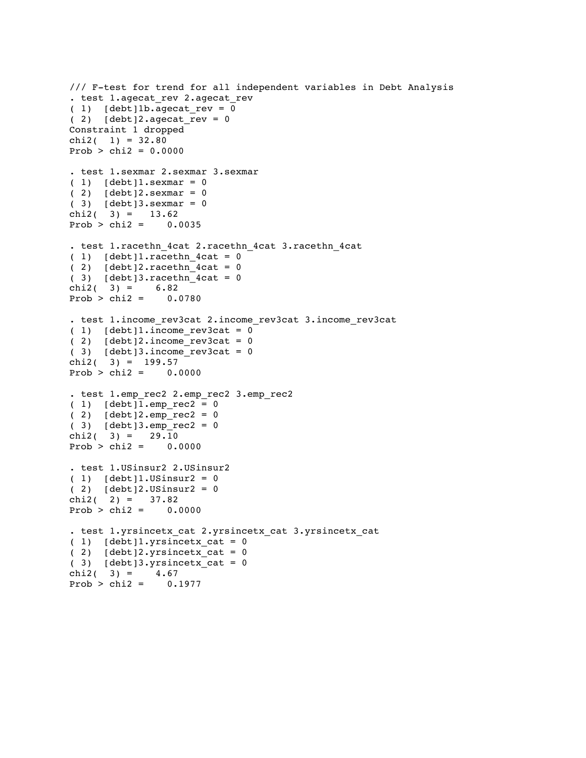```
/// F-test for trend for all independent variables in Debt Analysis
. test 1.agecat_rev 2.agecat_rev
( 1)  [debt]1b.agecat_rev = 0
( 2)  [debt]2.agecat_rev = 0
Constraint 1 dropped
chi2(  1) = 32.80
Prob > chi2 = 0.0000

. test 1.sexmar 2.sexmar 3.sexmar
( 1)  [debt]1.sexmar = 0
( 2)  [debt]2.sexmar = 0
( 3)  [debt]3.sexmar = 0
chi2(  3) =   13.62
Prob > chi2 =    0.0035

. test 1.racethn_4cat 2.racethn_4cat 3.racethn_4cat
( 1)  [debt]1.racethn_4cat = 0
( 2)  [debt]2.racethn_4cat = 0
( 3)  [debt]3.racethn_4cat = 0
chi2(  3) =    6.82
Prob > chi2 =    0.0780

. test 1.income_rev3cat 2.income_rev3cat 3.income_rev3cat
( 1)  [debt]1.income_rev3cat = 0
( 2)  [debt]2.income_rev3cat = 0
( 3)  [debt]3.income_rev3cat = 0
chi2(  3) =  199.57
Prob > chi2 =    0.0000

. test 1.emp_rec2 2.emp_rec2 3.emp_rec2
( 1)  [debt]1.emp_rec2 = 0
( 2)  [debt]2.emp_rec2 = 0
( 3)  [debt]3.emp_rec2 = 0
chi2(  3) =   29.10
Prob > chi2 =    0.0000

. test 1.USinsur2 2.USinsur2
( 1)  [debt]1.USinsur2 = 0
( 2)  [debt]2.USinsur2 = 0
chi2(  2) =   37.82
Prob > chi2 =    0.0000

. test 1.yrsincetx_cat 2.yrsincetx_cat 3.yrsincetx_cat
( 1)  [debt]1.yrsincetx_cat = 0
( 2)  [debt]2.yrsincetx_cat = 0
( 3)  [debt]3.yrsincetx_cat = 0
chi2(  3) =    4.67
Prob > chi2 =    0.1977
```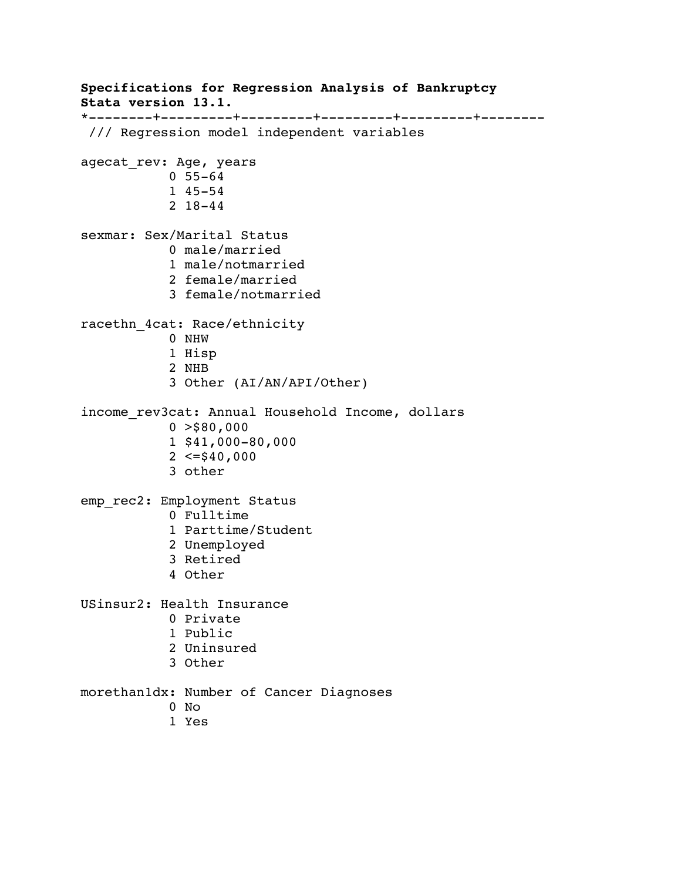**Specifications for Regression Analysis of Bankruptcy**
**Stata version 13.1.**

```
*--------+---------+---------+---------+---------+--------
 /// Regression model independent variables

agecat_rev: Age, years
           0 55-64
           1 45-54
           2 18-44

sexmar: Sex/Marital Status
           0 male/married
           1 male/notmarried
           2 female/married
           3 female/notmarried

racethn_4cat: Race/ethnicity
           0 NHW
           1 Hisp
           2 NHB
           3 Other (AI/AN/API/Other)

income_rev3cat: Annual Household Income, dollars
           0 >$80,000
           1 $41,000-80,000
           2 <=$40,000
           3 other

emp_rec2: Employment Status
           0 Fulltime
           1 Parttime/Student
           2 Unemployed
           3 Retired
           4 Other

USinsur2: Health Insurance
           0 Private
           1 Public
           2 Uninsured
           3 Other

morethan1dx: Number of Cancer Diagnoses
           0 No
           1 Yes
```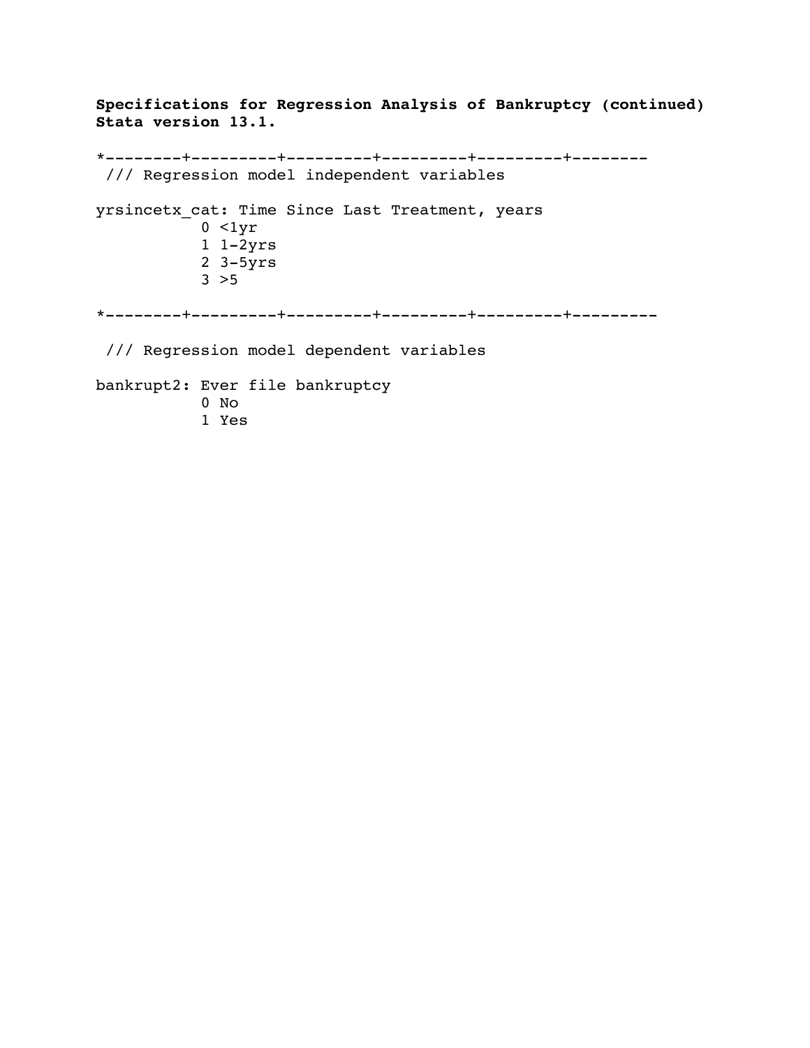**Specifications for Regression Analysis of Bankruptcy (continued)**
**Stata version 13.1.**

```
*--------+---------+---------+---------+---------+--------
 /// Regression model independent variables

yrsincetx_cat: Time Since Last Treatment, years
           0 <1yr
           1 1-2yrs
           2 3-5yrs
           3 >5

*--------+---------+---------+---------+---------+---------

 /// Regression model dependent variables

bankrupt2: Ever file bankruptcy
           0 No
           1 Yes
```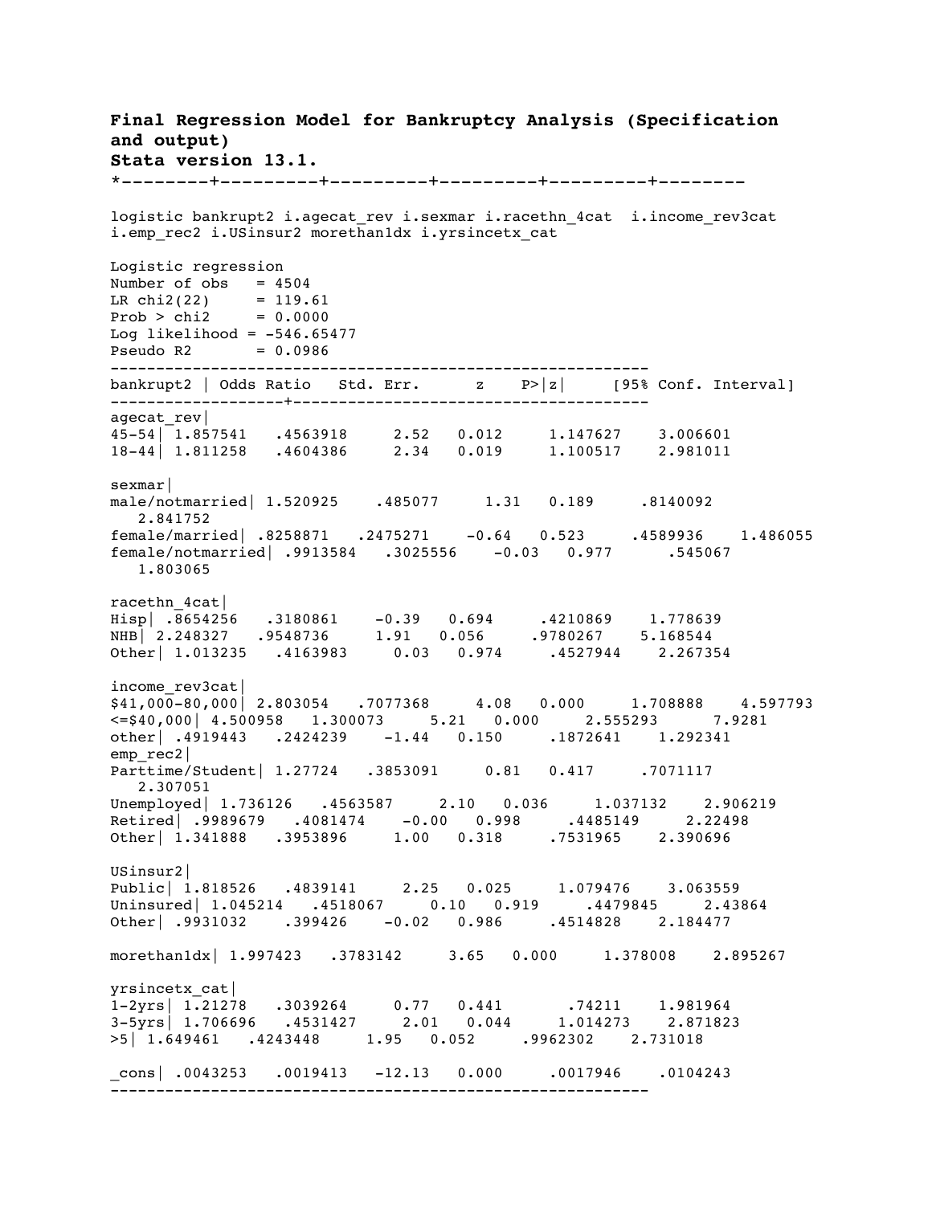**Final Regression Model for Bankruptcy Analysis (Specification and output)**
**Stata version 13.1.**

*--------+---------+---------+---------+---------+--------

```
logistic bankrupt2 i.agecat_rev i.sexmar i.racethn_4cat  i.income_rev3cat
i.emp_rec2 i.USinsur2 morethan1dx i.yrsincetx_cat
```

Logistic regression
Number of obs = 4504
LR chi2(22) = 119.61
Prob > chi2 = 0.0000
Log likelihood = -546.65477
Pseudo R2 = 0.0986

| bankrupt2 | Odds Ratio | Std. Err. | z | P>\|z\| | [95% Conf. Interval] | |
|---|---|---|---|---|---|---|
| agecat_rev | | | | | | |
| 45-54 | 1.857541 | .4563918 | 2.52 | 0.012 | 1.147627 | 3.006601 |
| 18-44 | 1.811258 | .4604386 | 2.34 | 0.019 | 1.100517 | 2.981011 |
| sexmar | | | | | | |
| male/notmarried | 1.520925 | .485077 | 1.31 | 0.189 | .8140092 | 2.841752 |
| female/married | .8258871 | .2475271 | -0.64 | 0.523 | .4589936 | 1.486055 |
| female/notmarried | .9913584 | .3025556 | -0.03 | 0.977 | .545067 | 1.803065 |
| racethn_4cat | | | | | | |
| Hisp | .8654256 | .3180861 | -0.39 | 0.694 | .4210869 | 1.778639 |
| NHB | 2.248327 | .9548736 | 1.91 | 0.056 | .9780267 | 5.168544 |
| Other | 1.013235 | .4163983 | 0.03 | 0.974 | .4527944 | 2.267354 |
| income_rev3cat | | | | | | |
| $41,000-80,000 | 2.803054 | .7077368 | 4.08 | 0.000 | 1.708888 | 4.597793 |
| <=$40,000 | 4.500958 | 1.300073 | 5.21 | 0.000 | 2.555293 | 7.9281 |
| other | .4919443 | .2424239 | -1.44 | 0.150 | .1872641 | 1.292341 |
| emp_rec2 | | | | | | |
| Parttime/Student | 1.27724 | .3853091 | 0.81 | 0.417 | .7071117 | 2.307051 |
| Unemployed | 1.736126 | .4563587 | 2.10 | 0.036 | 1.037132 | 2.906219 |
| Retired | .9989679 | .4081474 | -0.00 | 0.998 | .4485149 | 2.22498 |
| Other | 1.341888 | .3953896 | 1.00 | 0.318 | .7531965 | 2.390696 |
| USinsur2 | | | | | | |
| Public | 1.818526 | .4839141 | 2.25 | 0.025 | 1.079476 | 3.063559 |
| Uninsured | 1.045214 | .4518067 | 0.10 | 0.919 | .4479845 | 2.43864 |
| Other | .9931032 | .399426 | -0.02 | 0.986 | .4514828 | 2.184477 |
| morethan1dx | 1.997423 | .3783142 | 3.65 | 0.000 | 1.378008 | 2.895267 |
| yrsincetx_cat | | | | | | |
| 1-2yrs | 1.21278 | .3039264 | 0.77 | 0.441 | .74211 | 1.981964 |
| 3-5yrs | 1.706696 | .4531427 | 2.01 | 0.044 | 1.014273 | 2.871823 |
| >5 | 1.649461 | .4243448 | 1.95 | 0.052 | .9962302 | 2.731018 |
| _cons | .0043253 | .0019413 | -12.13 | 0.000 | .0017946 | .0104243 |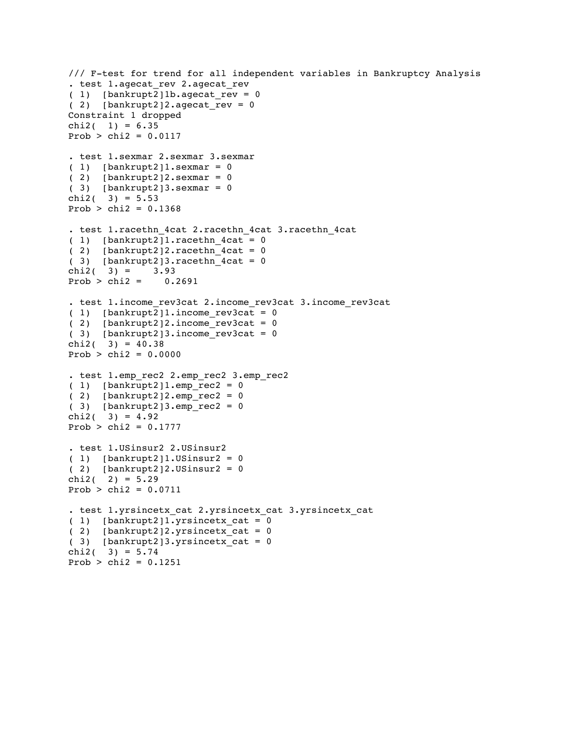```
/// F-test for trend for all independent variables in Bankruptcy Analysis
. test 1.agecat_rev 2.agecat_rev
( 1)  [bankrupt2]1b.agecat_rev = 0
( 2)  [bankrupt2]2.agecat_rev = 0
Constraint 1 dropped
chi2(  1) = 6.35
Prob > chi2 = 0.0117

. test 1.sexmar 2.sexmar 3.sexmar
( 1)  [bankrupt2]1.sexmar = 0
( 2)  [bankrupt2]2.sexmar = 0
( 3)  [bankrupt2]3.sexmar = 0
chi2(  3) = 5.53
Prob > chi2 = 0.1368

. test 1.racethn_4cat 2.racethn_4cat 3.racethn_4cat
( 1)  [bankrupt2]1.racethn_4cat = 0
( 2)  [bankrupt2]2.racethn_4cat = 0
( 3)  [bankrupt2]3.racethn_4cat = 0
chi2(  3) =    3.93
Prob > chi2 =    0.2691

. test 1.income_rev3cat 2.income_rev3cat 3.income_rev3cat
( 1)  [bankrupt2]1.income_rev3cat = 0
( 2)  [bankrupt2]2.income_rev3cat = 0
( 3)  [bankrupt2]3.income_rev3cat = 0
chi2(  3) = 40.38
Prob > chi2 = 0.0000

. test 1.emp_rec2 2.emp_rec2 3.emp_rec2
( 1)  [bankrupt2]1.emp_rec2 = 0
( 2)  [bankrupt2]2.emp_rec2 = 0
( 3)  [bankrupt2]3.emp_rec2 = 0
chi2(  3) = 4.92
Prob > chi2 = 0.1777

. test 1.USinsur2 2.USinsur2
( 1)  [bankrupt2]1.USinsur2 = 0
( 2)  [bankrupt2]2.USinsur2 = 0
chi2(  2) = 5.29
Prob > chi2 = 0.0711

. test 1.yrsincetx_cat 2.yrsincetx_cat 3.yrsincetx_cat
( 1)  [bankrupt2]1.yrsincetx_cat = 0
( 2)  [bankrupt2]2.yrsincetx_cat = 0
( 3)  [bankrupt2]3.yrsincetx_cat = 0
chi2(  3) = 5.74
Prob > chi2 = 0.1251
```